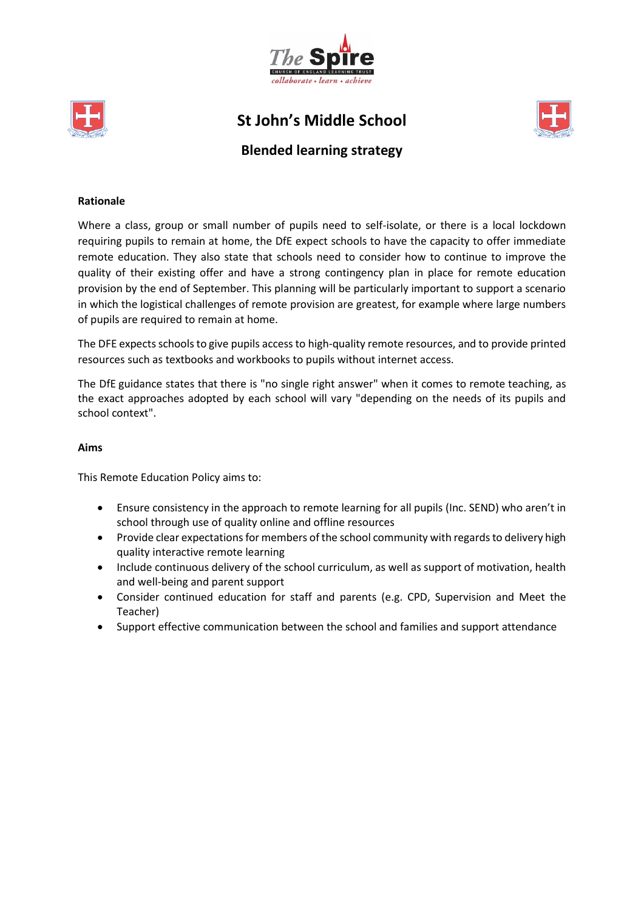# St John's Middle School

## Blended learning strategy

**Rationale**

Where a class, group or small number of pupils need to self-isolate, or there is a local lockdown requiring pupils to remain at home, the DfE expect schools to have the capacity to offer immediate remote education. They also state that schools need to consider how to continue to improve the quality of their existing offer and have a strong contingency plan in place for remote education provision by the end of September. This planning will be particularly important to support a scenario in which the logistical challenges of remote provision are greatest, for example where large numbers of pupils are required to remain at home.

The DFE expects schools to give pupils access to high-quality remote resources, and to provide printed resources such as textbooks and workbooks to pupils without internet access.

The DfE guidance states that there is "no single right answer" when it comes to remote teaching, as the exact approaches adopted by each school will vary "depending on the needs of its pupils and school context".

**Aims**

This Remote Education Policy aims to:

- Ensure consistency in the approach to remote learning for all pupils (Inc. SEND) who aren't in school through use of quality online and offline resources
- Provide clear expectations for members of the school community with regards to delivery high quality interactive remote learning
- Include continuous delivery of the school curriculum, as well as support of motivation, health and well-being and parent support
- Consider continued education for staff and parents (e.g. CPD, Supervision and Meet the Teacher)
- Support effective communication between the school and families and support attendance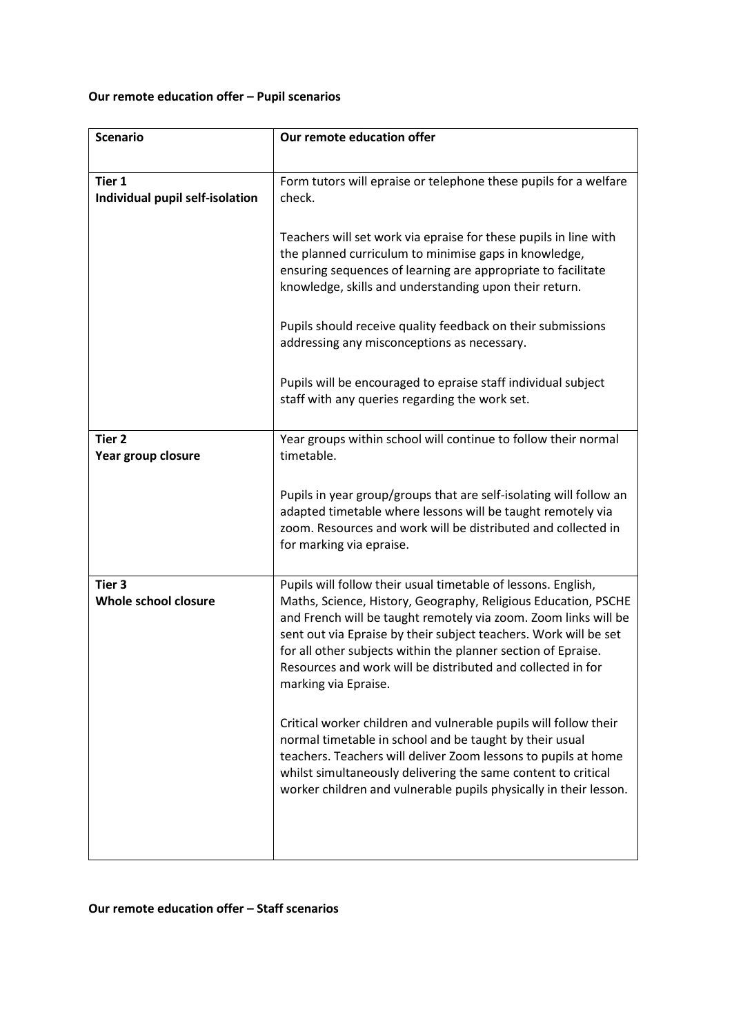**Our remote education offer – Pupil scenarios**

| **Scenario** | **Our remote education offer** |
|---|---|
| **Tier 1**<br>**Individual pupil self-isolation** | Form tutors will epraise or telephone these pupils for a welfare check.<br><br>Teachers will set work via epraise for these pupils in line with the planned curriculum to minimise gaps in knowledge, ensuring sequences of learning are appropriate to facilitate knowledge, skills and understanding upon their return.<br><br>Pupils should receive quality feedback on their submissions addressing any misconceptions as necessary.<br><br>Pupils will be encouraged to epraise staff individual subject staff with any queries regarding the work set. |
| **Tier 2**<br>**Year group closure** | Year groups within school will continue to follow their normal timetable.<br><br>Pupils in year group/groups that are self-isolating will follow an adapted timetable where lessons will be taught remotely via zoom. Resources and work will be distributed and collected in for marking via epraise. |
| **Tier 3**<br>**Whole school closure** | Pupils will follow their usual timetable of lessons. English, Maths, Science, History, Geography, Religious Education, PSCHE and French will be taught remotely via zoom. Zoom links will be sent out via Epraise by their subject teachers. Work will be set for all other subjects within the planner section of Epraise. Resources and work will be distributed and collected in for marking via Epraise.<br><br>Critical worker children and vulnerable pupils will follow their normal timetable in school and be taught by their usual teachers. Teachers will deliver Zoom lessons to pupils at home whilst simultaneously delivering the same content to critical worker children and vulnerable pupils physically in their lesson. |

**Our remote education offer – Staff scenarios**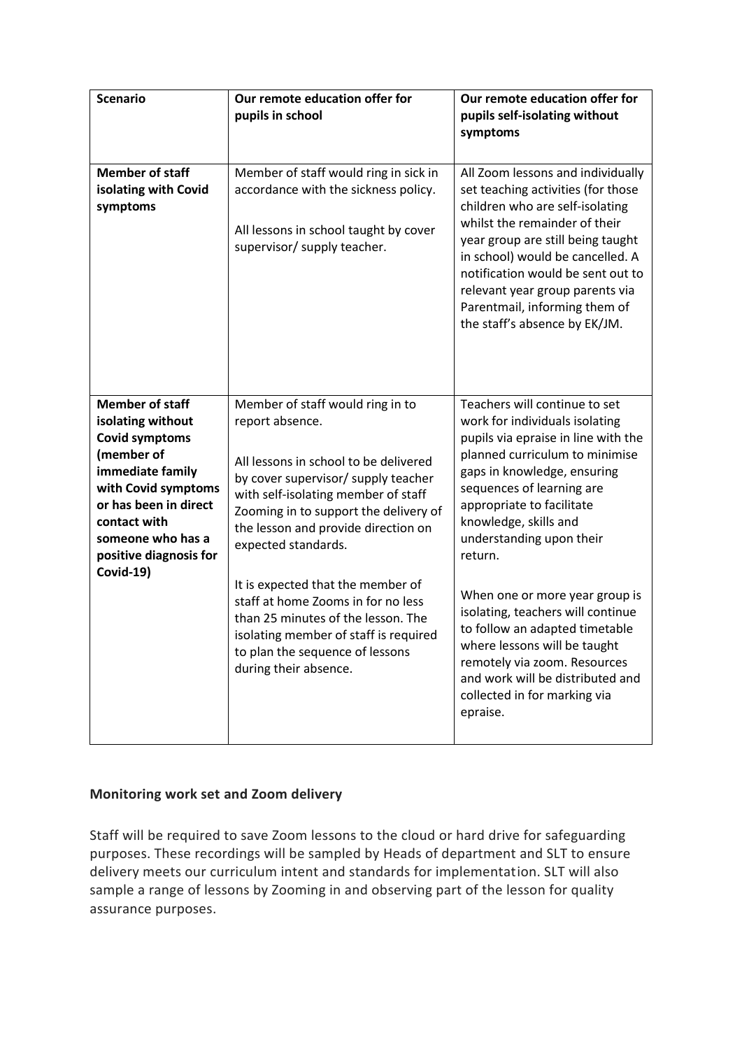| Scenario | Our remote education offer for pupils in school | Our remote education offer for pupils self-isolating without symptoms |
| --- | --- | --- |
| **Member of staff isolating with Covid symptoms** | Member of staff would ring in sick in accordance with the sickness policy.<br><br>All lessons in school taught by cover supervisor/ supply teacher. | All Zoom lessons and individually set teaching activities (for those children who are self-isolating whilst the remainder of their year group are still being taught in school) would be cancelled. A notification would be sent out to relevant year group parents via Parentmail, informing them of the staff's absence by EK/JM. |
| **Member of staff isolating without Covid symptoms (member of immediate family with Covid symptoms or has been in direct contact with someone who has a positive diagnosis for Covid-19)** | Member of staff would ring in to report absence.<br><br>All lessons in school to be delivered by cover supervisor/ supply teacher with self-isolating member of staff Zooming in to support the delivery of the lesson and provide direction on expected standards.<br><br>It is expected that the member of staff at home Zooms in for no less than 25 minutes of the lesson. The isolating member of staff is required to plan the sequence of lessons during their absence. | Teachers will continue to set work for individuals isolating pupils via epraise in line with the planned curriculum to minimise gaps in knowledge, ensuring sequences of learning are appropriate to facilitate knowledge, skills and understanding upon their return.<br><br>When one or more year group is isolating, teachers will continue to follow an adapted timetable where lessons will be taught remotely via zoom. Resources and work will be distributed and collected in for marking via epraise. |

### Monitoring work set and Zoom delivery

Staff will be required to save Zoom lessons to the cloud or hard drive for safeguarding purposes. These recordings will be sampled by Heads of department and SLT to ensure delivery meets our curriculum intent and standards for implementation. SLT will also sample a range of lessons by Zooming in and observing part of the lesson for quality assurance purposes.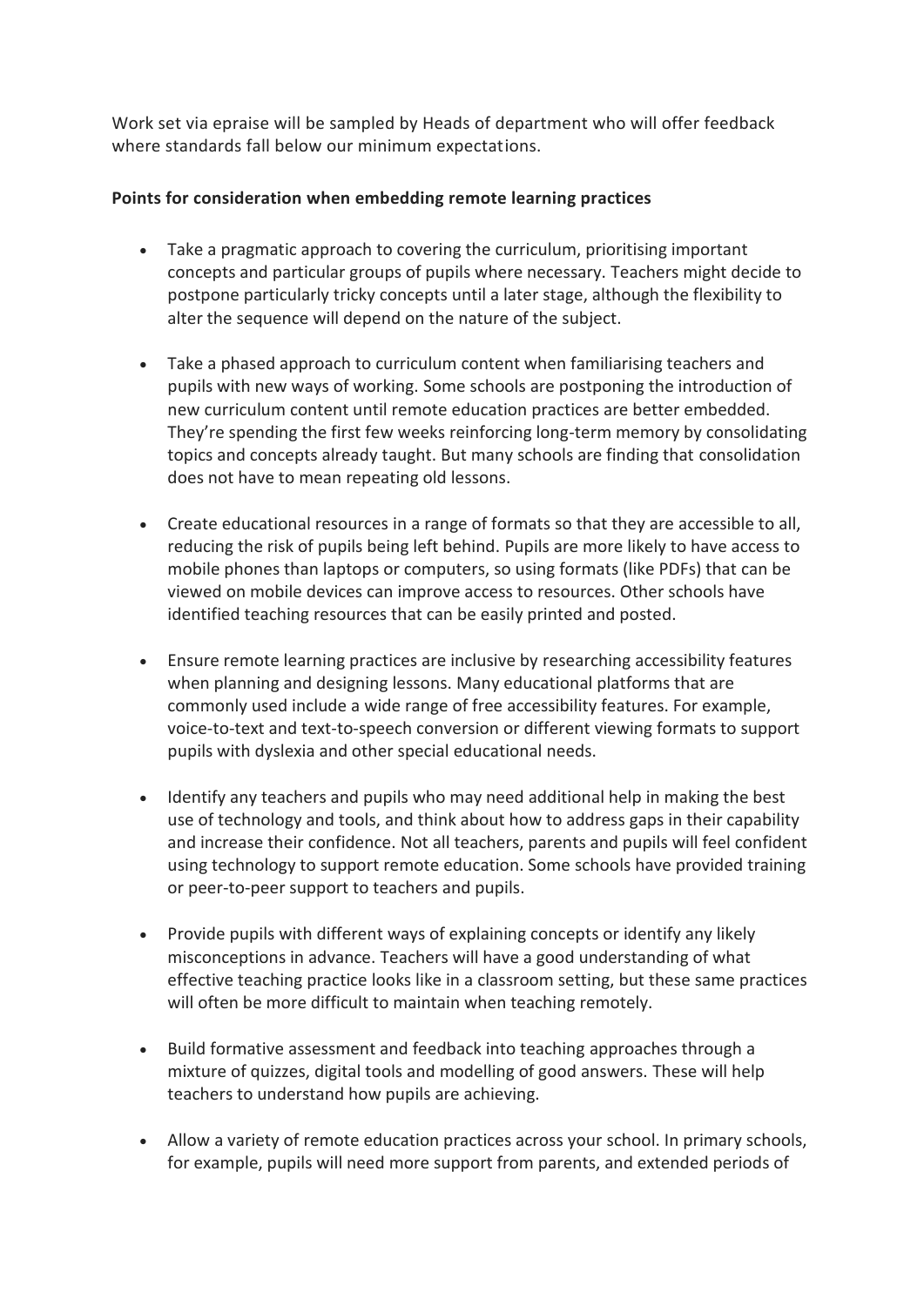Work set via epraise will be sampled by Heads of department who will offer feedback where standards fall below our minimum expectations.

**Points for consideration when embedding remote learning practices**

- Take a pragmatic approach to covering the curriculum, prioritising important concepts and particular groups of pupils where necessary. Teachers might decide to postpone particularly tricky concepts until a later stage, although the flexibility to alter the sequence will depend on the nature of the subject.

- Take a phased approach to curriculum content when familiarising teachers and pupils with new ways of working. Some schools are postponing the introduction of new curriculum content until remote education practices are better embedded. They're spending the first few weeks reinforcing long-term memory by consolidating topics and concepts already taught. But many schools are finding that consolidation does not have to mean repeating old lessons.

- Create educational resources in a range of formats so that they are accessible to all, reducing the risk of pupils being left behind. Pupils are more likely to have access to mobile phones than laptops or computers, so using formats (like PDFs) that can be viewed on mobile devices can improve access to resources. Other schools have identified teaching resources that can be easily printed and posted.

- Ensure remote learning practices are inclusive by researching accessibility features when planning and designing lessons. Many educational platforms that are commonly used include a wide range of free accessibility features. For example, voice-to-text and text-to-speech conversion or different viewing formats to support pupils with dyslexia and other special educational needs.

- Identify any teachers and pupils who may need additional help in making the best use of technology and tools, and think about how to address gaps in their capability and increase their confidence. Not all teachers, parents and pupils will feel confident using technology to support remote education. Some schools have provided training or peer-to-peer support to teachers and pupils.

- Provide pupils with different ways of explaining concepts or identify any likely misconceptions in advance. Teachers will have a good understanding of what effective teaching practice looks like in a classroom setting, but these same practices will often be more difficult to maintain when teaching remotely.

- Build formative assessment and feedback into teaching approaches through a mixture of quizzes, digital tools and modelling of good answers. These will help teachers to understand how pupils are achieving.

- Allow a variety of remote education practices across your school. In primary schools, for example, pupils will need more support from parents, and extended periods of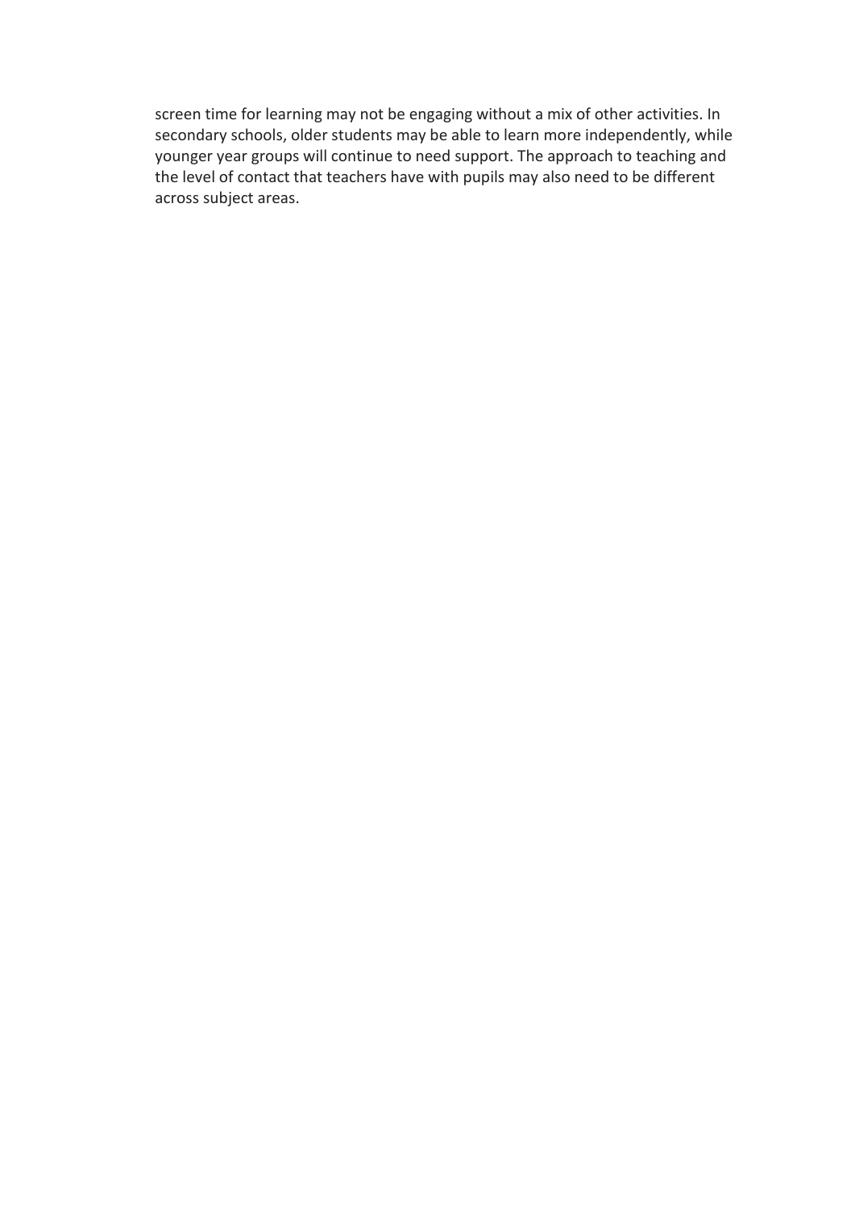screen time for learning may not be engaging without a mix of other activities. In secondary schools, older students may be able to learn more independently, while younger year groups will continue to need support. The approach to teaching and the level of contact that teachers have with pupils may also need to be different across subject areas.